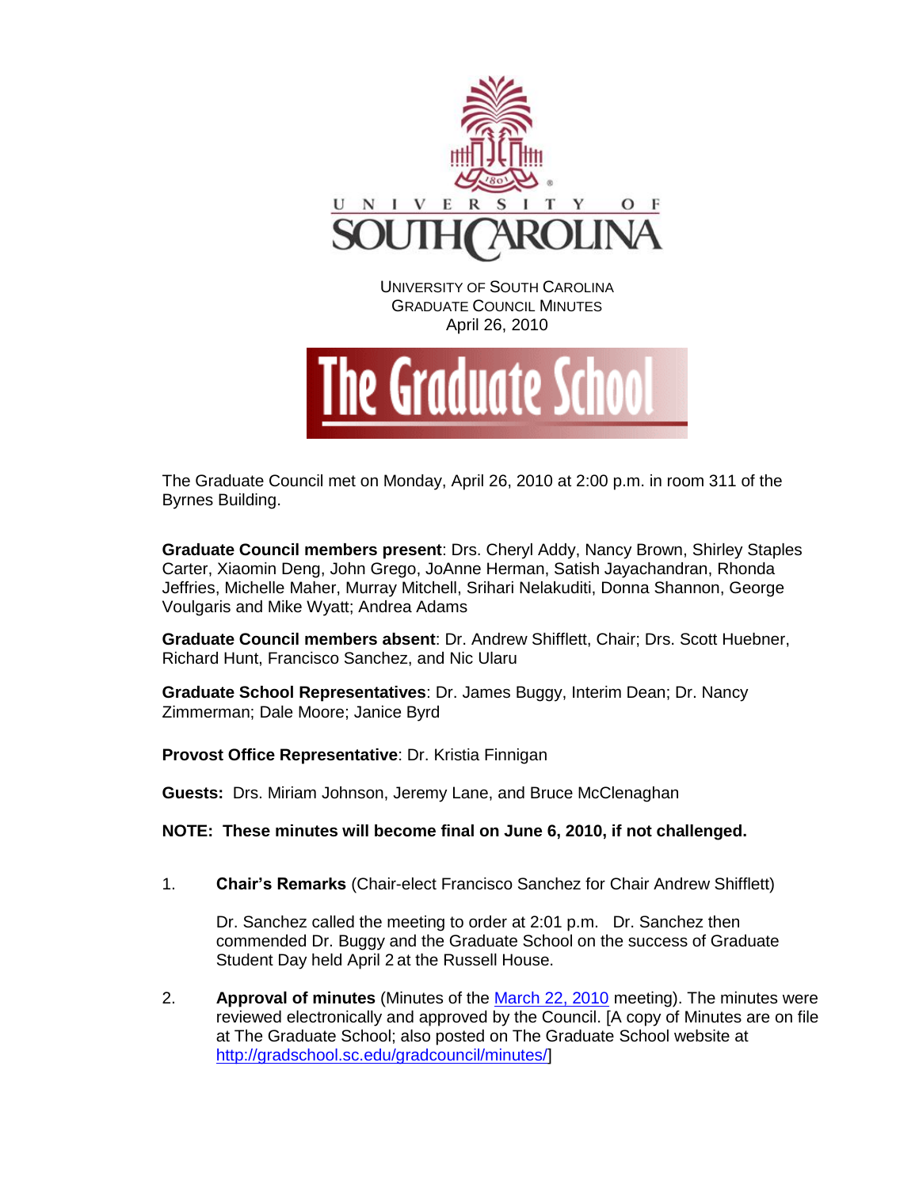UNIVERSITY OF SOUTH CAROLINA
GRADUATE COUNCIL MINUTES
April 26, 2010

The Graduate School

The Graduate Council met on Monday, April 26, 2010 at 2:00 p.m. in room 311 of the Byrnes Building.

**Graduate Council members present**: Drs. Cheryl Addy, Nancy Brown, Shirley Staples Carter, Xiaomin Deng, John Grego, JoAnne Herman, Satish Jayachandran, Rhonda Jeffries, Michelle Maher, Murray Mitchell, Srihari Nelakuditi, Donna Shannon, George Voulgaris and Mike Wyatt; Andrea Adams

**Graduate Council members absent**: Dr. Andrew Shifflett, Chair; Drs. Scott Huebner, Richard Hunt, Francisco Sanchez, and Nic Ularu

**Graduate School Representatives**: Dr. James Buggy, Interim Dean; Dr. Nancy Zimmerman; Dale Moore; Janice Byrd

**Provost Office Representative**: Dr. Kristia Finnigan

**Guests:** Drs. Miriam Johnson, Jeremy Lane, and Bruce McClenaghan

**NOTE: These minutes will become final on June 6, 2010, if not challenged.**

1. **Chair's Remarks** (Chair-elect Francisco Sanchez for Chair Andrew Shifflett)

   Dr. Sanchez called the meeting to order at 2:01 p.m. Dr. Sanchez then commended Dr. Buggy and the Graduate School on the success of Graduate Student Day held April 2 at the Russell House.

2. **Approval of minutes** (Minutes of the March 22, 2010 meeting). The minutes were reviewed electronically and approved by the Council. [A copy of Minutes are on file at The Graduate School; also posted on The Graduate School website at http://gradschool.sc.edu/gradcouncil/minutes/]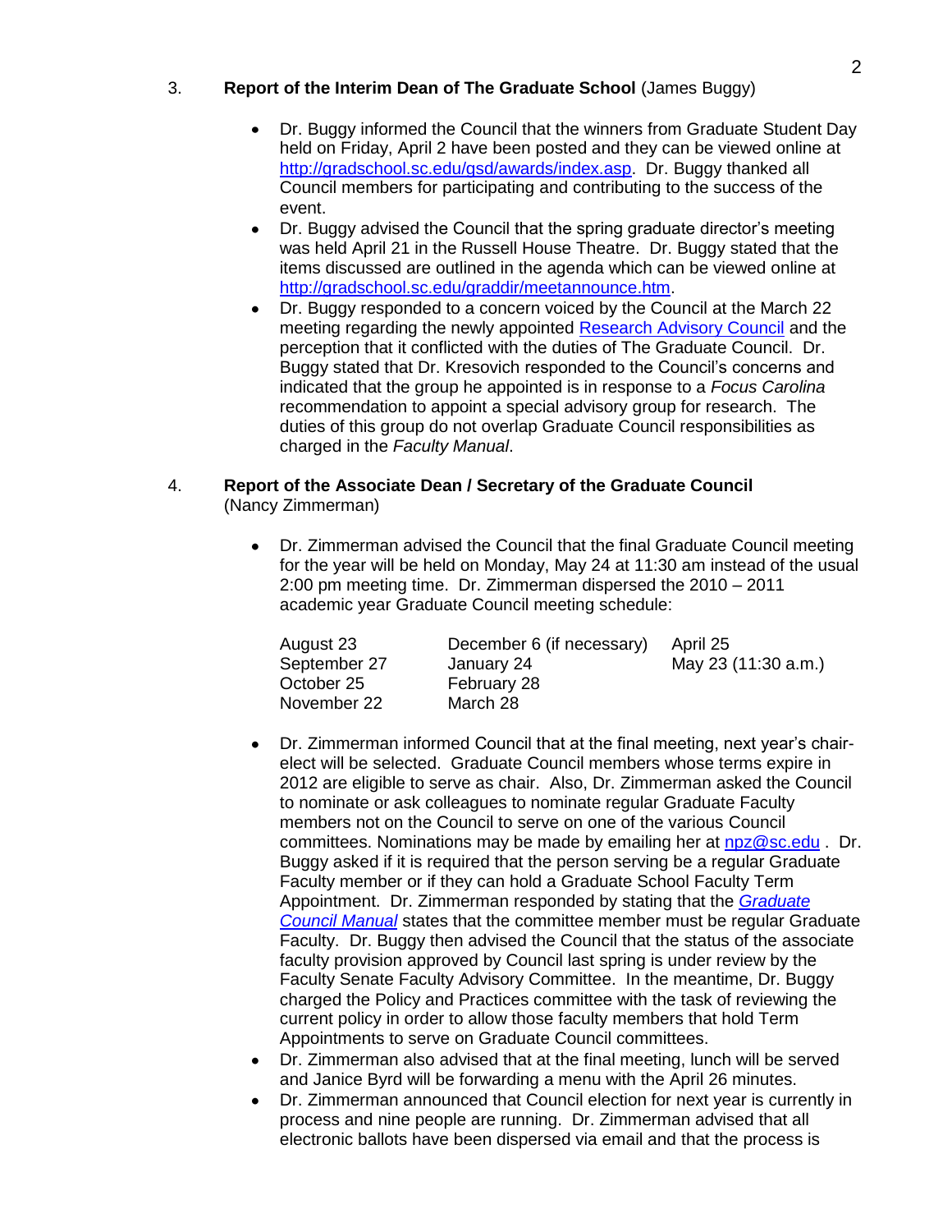3. **Report of the Interim Dean of The Graduate School** (James Buggy)

- Dr. Buggy informed the Council that the winners from Graduate Student Day held on Friday, April 2 have been posted and they can be viewed online at http://gradschool.sc.edu/gsd/awards/index.asp. Dr. Buggy thanked all Council members for participating and contributing to the success of the event.
- Dr. Buggy advised the Council that the spring graduate director's meeting was held April 21 in the Russell House Theatre. Dr. Buggy stated that the items discussed are outlined in the agenda which can be viewed online at http://gradschool.sc.edu/graddir/meetannounce.htm.
- Dr. Buggy responded to a concern voiced by the Council at the March 22 meeting regarding the newly appointed Research Advisory Council and the perception that it conflicted with the duties of The Graduate Council. Dr. Buggy stated that Dr. Kresovich responded to the Council's concerns and indicated that the group he appointed is in response to a *Focus Carolina* recommendation to appoint a special advisory group for research. The duties of this group do not overlap Graduate Council responsibilities as charged in the *Faculty Manual*.

4. **Report of the Associate Dean / Secretary of the Graduate Council** (Nancy Zimmerman)

- Dr. Zimmerman advised the Council that the final Graduate Council meeting for the year will be held on Monday, May 24 at 11:30 am instead of the usual 2:00 pm meeting time. Dr. Zimmerman dispersed the 2010 – 2011 academic year Graduate Council meeting schedule:

| | | |
|---|---|---|
| August 23 | December 6 (if necessary) | April 25 |
| September 27 | January 24 | May 23 (11:30 a.m.) |
| October 25 | February 28 | |
| November 22 | March 28 | |

- Dr. Zimmerman informed Council that at the final meeting, next year's chair-elect will be selected. Graduate Council members whose terms expire in 2012 are eligible to serve as chair. Also, Dr. Zimmerman asked the Council to nominate or ask colleagues to nominate regular Graduate Faculty members not on the Council to serve on one of the various Council committees. Nominations may be made by emailing her at npz@sc.edu . Dr. Buggy asked if it is required that the person serving be a regular Graduate Faculty member or if they can hold a Graduate School Faculty Term Appointment. Dr. Zimmerman responded by stating that the *Graduate Council Manual* states that the committee member must be regular Graduate Faculty. Dr. Buggy then advised the Council that the status of the associate faculty provision approved by Council last spring is under review by the Faculty Senate Faculty Advisory Committee. In the meantime, Dr. Buggy charged the Policy and Practices committee with the task of reviewing the current policy in order to allow those faculty members that hold Term Appointments to serve on Graduate Council committees.
- Dr. Zimmerman also advised that at the final meeting, lunch will be served and Janice Byrd will be forwarding a menu with the April 26 minutes.
- Dr. Zimmerman announced that Council election for next year is currently in process and nine people are running. Dr. Zimmerman advised that all electronic ballots have been dispersed via email and that the process is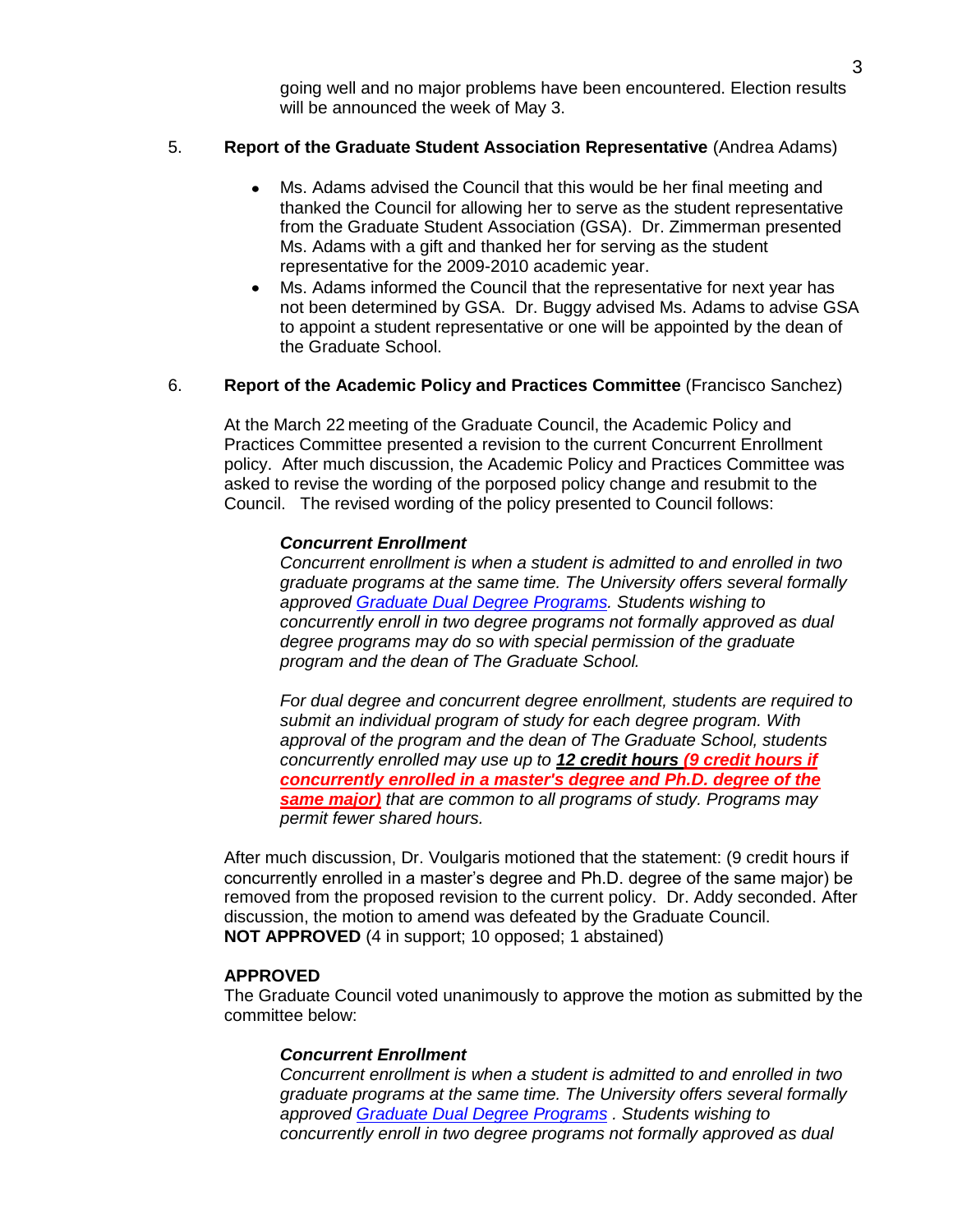going well and no major problems have been encountered. Election results will be announced the week of May 3.

5. **Report of the Graduate Student Association Representative** (Andrea Adams)

- Ms. Adams advised the Council that this would be her final meeting and thanked the Council for allowing her to serve as the student representative from the Graduate Student Association (GSA). Dr. Zimmerman presented Ms. Adams with a gift and thanked her for serving as the student representative for the 2009-2010 academic year.
- Ms. Adams informed the Council that the representative for next year has not been determined by GSA. Dr. Buggy advised Ms. Adams to advise GSA to appoint a student representative or one will be appointed by the dean of the Graduate School.

6. **Report of the Academic Policy and Practices Committee** (Francisco Sanchez)

At the March 22 meeting of the Graduate Council, the Academic Policy and Practices Committee presented a revision to the current Concurrent Enrollment policy. After much discussion, the Academic Policy and Practices Committee was asked to revise the wording of the porposed policy change and resubmit to the Council. The revised wording of the policy presented to Council follows:

> ***Concurrent Enrollment***
>
> *Concurrent enrollment is when a student is admitted to and enrolled in two graduate programs at the same time. The University offers several formally approved Graduate Dual Degree Programs. Students wishing to concurrently enroll in two degree programs not formally approved as dual degree programs may do so with special permission of the graduate program and the dean of The Graduate School.*
>
> *For dual degree and concurrent degree enrollment, students are required to submit an individual program of study for each degree program. With approval of the program and the dean of The Graduate School, students concurrently enrolled may use up to **12 credit hours (9 credit hours if concurrently enrolled in a master's degree and Ph.D. degree of the same major)** that are common to all programs of study. Programs may permit fewer shared hours.*

After much discussion, Dr. Voulgaris motioned that the statement: (9 credit hours if concurrently enrolled in a master's degree and Ph.D. degree of the same major) be removed from the proposed revision to the current policy. Dr. Addy seconded. After discussion, the motion to amend was defeated by the Graduate Council.
**NOT APPROVED** (4 in support; 10 opposed; 1 abstained)

**APPROVED**
The Graduate Council voted unanimously to approve the motion as submitted by the committee below:

> ***Concurrent Enrollment***
>
> *Concurrent enrollment is when a student is admitted to and enrolled in two graduate programs at the same time. The University offers several formally approved Graduate Dual Degree Programs . Students wishing to concurrently enroll in two degree programs not formally approved as dual*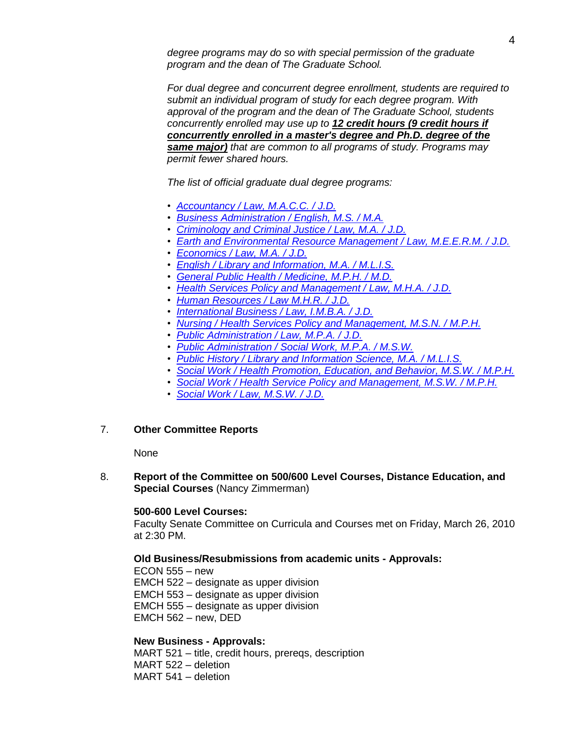*degree programs may do so with special permission of the graduate program and the dean of The Graduate School.*

*For dual degree and concurrent degree enrollment, students are required to submit an individual program of study for each degree program. With approval of the program and the dean of The Graduate School, students concurrently enrolled may use up to* ***12 credit hours (9 credit hours if concurrently enrolled in a master's degree and Ph.D. degree of the same major)*** *that are common to all programs of study. Programs may permit fewer shared hours.*

*The list of official graduate dual degree programs:*

- *Accountancy / Law, M.A.C.C. / J.D.*
- *Business Administration / English, M.S. / M.A.*
- *Criminology and Criminal Justice / Law, M.A. / J.D.*
- *Earth and Environmental Resource Management / Law, M.E.E.R.M. / J.D.*
- *Economics / Law, M.A. / J.D.*
- *English / Library and Information, M.A. / M.L.I.S.*
- *General Public Health / Medicine, M.P.H. / M.D.*
- *Health Services Policy and Management / Law, M.H.A. / J.D.*
- *Human Resources / Law M.H.R. / J.D.*
- *International Business / Law, I.M.B.A. / J.D.*
- *Nursing / Health Services Policy and Management, M.S.N. / M.P.H.*
- *Public Administration / Law, M.P.A. / J.D.*
- *Public Administration / Social Work, M.P.A. / M.S.W.*
- *Public History / Library and Information Science, M.A. / M.L.I.S.*
- *Social Work / Health Promotion, Education, and Behavior, M.S.W. / M.P.H.*
- *Social Work / Health Service Policy and Management, M.S.W. / M.P.H.*
- *Social Work / Law, M.S.W. / J.D.*

7. **Other Committee Reports**

None

8. **Report of the Committee on 500/600 Level Courses, Distance Education, and Special Courses** (Nancy Zimmerman)

**500-600 Level Courses:**
Faculty Senate Committee on Curricula and Courses met on Friday, March 26, 2010 at 2:30 PM.

**Old Business/Resubmissions from academic units - Approvals:**
ECON 555 – new
EMCH 522 – designate as upper division
EMCH 553 – designate as upper division
EMCH 555 – designate as upper division
EMCH 562 – new, DED

**New Business - Approvals:**
MART 521 – title, credit hours, prereqs, description
MART 522 – deletion
MART 541 – deletion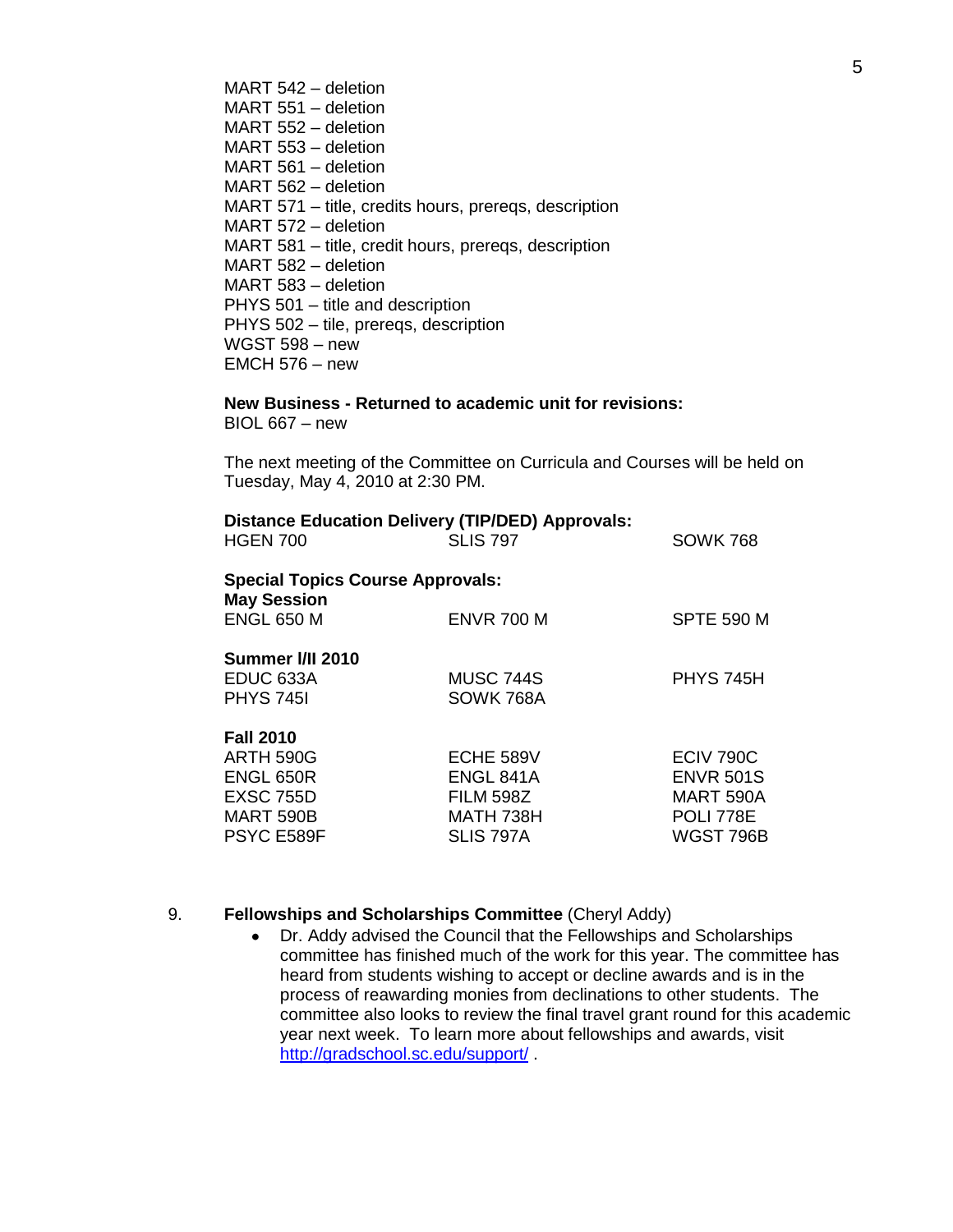MART 542 – deletion
MART 551 – deletion
MART 552 – deletion
MART 553 – deletion
MART 561 – deletion
MART 562 – deletion
MART 571 – title, credits hours, prereqs, description
MART 572 – deletion
MART 581 – title, credit hours, prereqs, description
MART 582 – deletion
MART 583 – deletion
PHYS 501 – title and description
PHYS 502 – tile, prereqs, description
WGST 598 – new
EMCH 576 – new

**New Business - Returned to academic unit for revisions:**
BIOL 667 – new

The next meeting of the Committee on Curricula and Courses will be held on Tuesday, May 4, 2010 at 2:30 PM.

**Distance Education Delivery (TIP/DED) Approvals:**

| | | |
|---|---|---|
| HGEN 700 | SLIS 797 | SOWK 768 |

**Special Topics Course Approvals:**

**May Session**

| | | |
|---|---|---|
| ENGL 650 M | ENVR 700 M | SPTE 590 M |

**Summer I/II 2010**

| | | |
|---|---|---|
| EDUC 633A | MUSC 744S | PHYS 745H |
| PHYS 745I | SOWK 768A | |

**Fall 2010**

| | | |
|---|---|---|
| ARTH 590G | ECHE 589V | ECIV 790C |
| ENGL 650R | ENGL 841A | ENVR 501S |
| EXSC 755D | FILM 598Z | MART 590A |
| MART 590B | MATH 738H | POLI 778E |
| PSYC E589F | SLIS 797A | WGST 796B |

9. **Fellowships and Scholarships Committee** (Cheryl Addy)
   - Dr. Addy advised the Council that the Fellowships and Scholarships committee has finished much of the work for this year. The committee has heard from students wishing to accept or decline awards and is in the process of reawarding monies from declinations to other students. The committee also looks to review the final travel grant round for this academic year next week. To learn more about fellowships and awards, visit http://gradschool.sc.edu/support/ .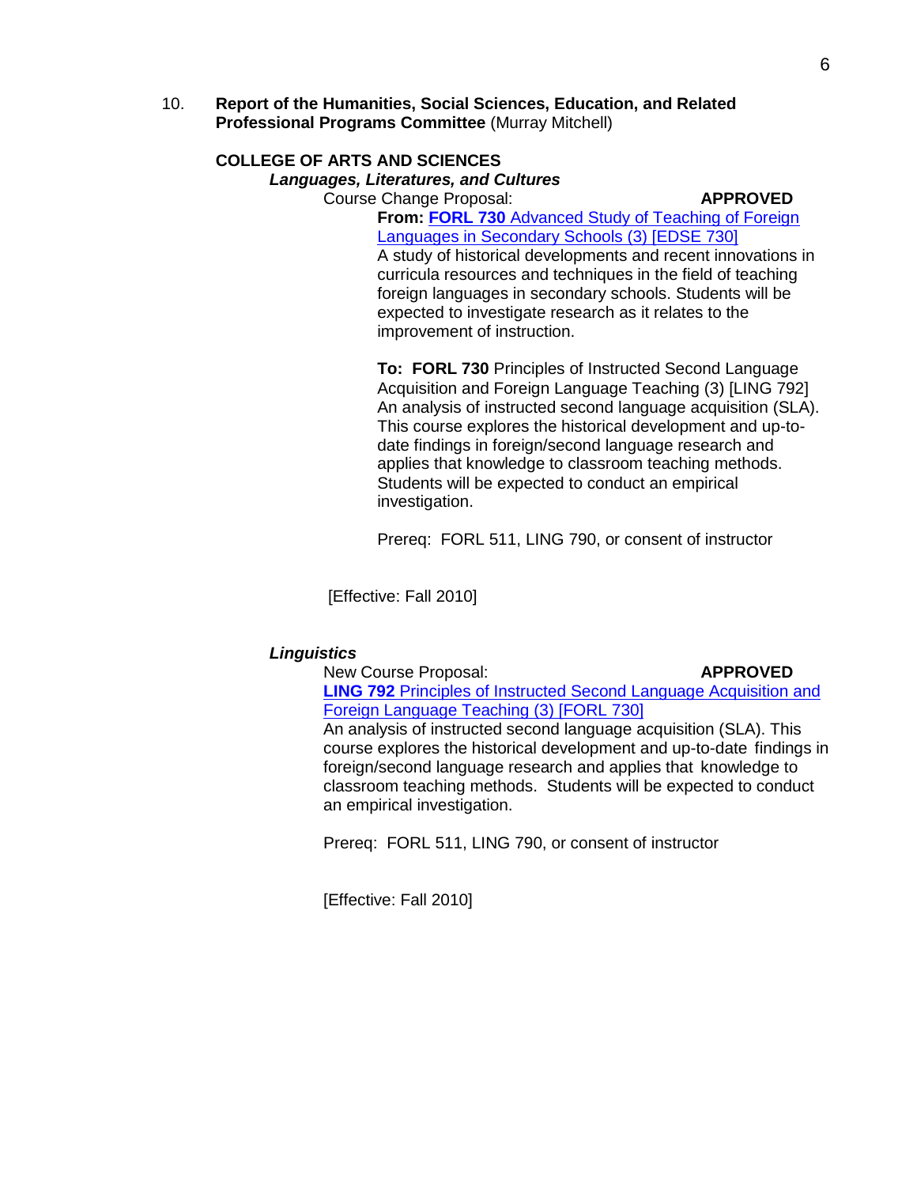10. **Report of the Humanities, Social Sciences, Education, and Related Professional Programs Committee** (Murray Mitchell)

**COLLEGE OF ARTS AND SCIENCES**

***Languages, Literatures, and Cultures***

Course Change Proposal: **APPROVED**

**From: FORL 730** Advanced Study of Teaching of Foreign Languages in Secondary Schools (3) [EDSE 730]
A study of historical developments and recent innovations in curricula resources and techniques in the field of teaching foreign languages in secondary schools. Students will be expected to investigate research as it relates to the improvement of instruction.

**To: FORL 730** Principles of Instructed Second Language Acquisition and Foreign Language Teaching (3) [LING 792]
An analysis of instructed second language acquisition (SLA). This course explores the historical development and up-to-date findings in foreign/second language research and applies that knowledge to classroom teaching methods. Students will be expected to conduct an empirical investigation.

Prereq: FORL 511, LING 790, or consent of instructor

[Effective: Fall 2010]

***Linguistics***

New Course Proposal: **APPROVED**

**LING 792** Principles of Instructed Second Language Acquisition and Foreign Language Teaching (3) [FORL 730]
An analysis of instructed second language acquisition (SLA). This course explores the historical development and up-to-date findings in foreign/second language research and applies that knowledge to classroom teaching methods. Students will be expected to conduct an empirical investigation.

Prereq: FORL 511, LING 790, or consent of instructor

[Effective: Fall 2010]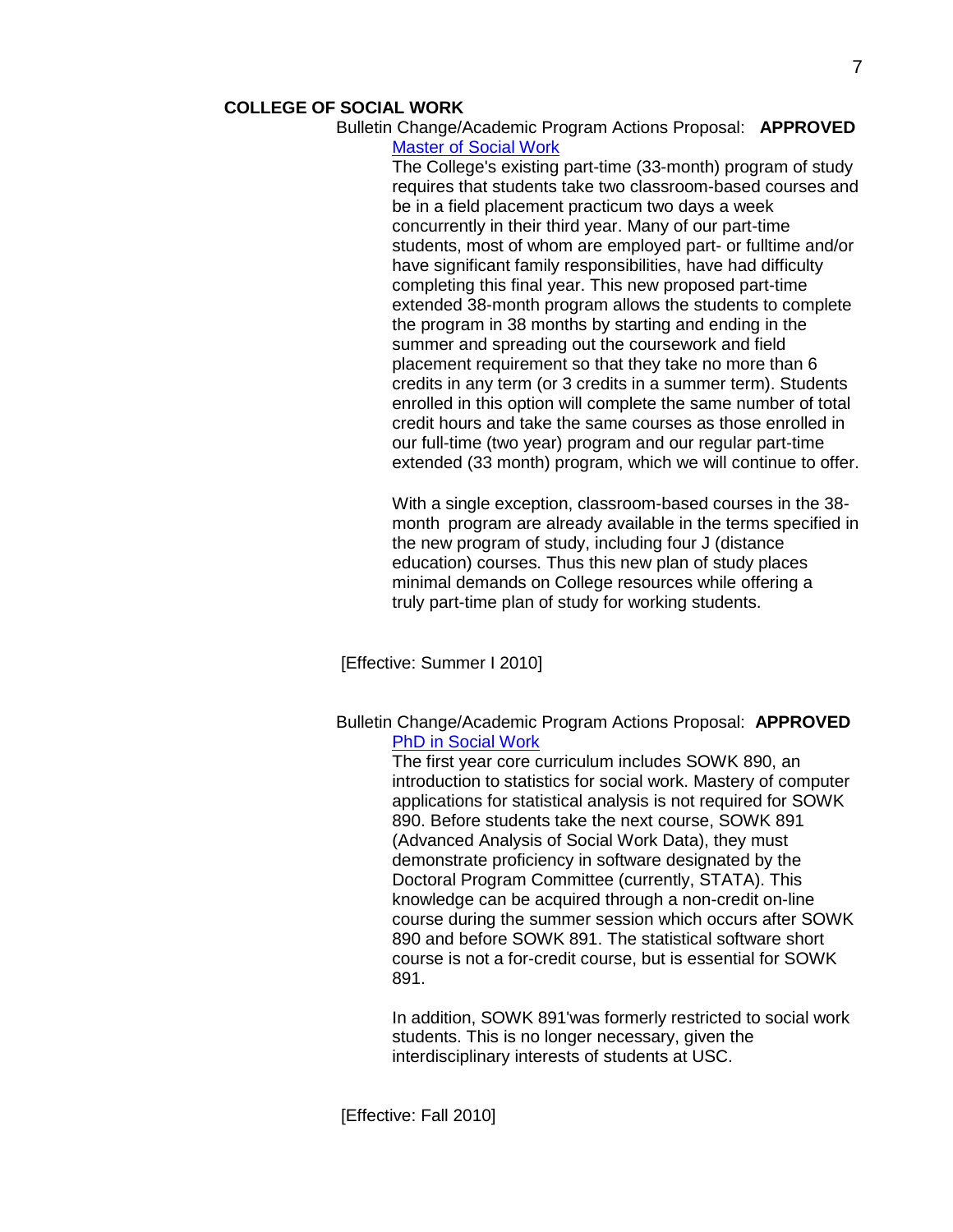**COLLEGE OF SOCIAL WORK**

Bulletin Change/Academic Program Actions Proposal: **APPROVED**

Master of Social Work

The College's existing part-time (33-month) program of study requires that students take two classroom-based courses and be in a field placement practicum two days a week concurrently in their third year. Many of our part-time students, most of whom are employed part- or fulltime and/or have significant family responsibilities, have had difficulty completing this final year. This new proposed part-time extended 38-month program allows the students to complete the program in 38 months by starting and ending in the summer and spreading out the coursework and field placement requirement so that they take no more than 6 credits in any term (or 3 credits in a summer term). Students enrolled in this option will complete the same number of total credit hours and take the same courses as those enrolled in our full-time (two year) program and our regular part-time extended (33 month) program, which we will continue to offer.

With a single exception, classroom-based courses in the 38-month program are already available in the terms specified in the new program of study, including four J (distance education) courses. Thus this new plan of study places minimal demands on College resources while offering a truly part-time plan of study for working students.

[Effective: Summer I 2010]

Bulletin Change/Academic Program Actions Proposal: **APPROVED**

PhD in Social Work

The first year core curriculum includes SOWK 890, an introduction to statistics for social work. Mastery of computer applications for statistical analysis is not required for SOWK 890. Before students take the next course, SOWK 891 (Advanced Analysis of Social Work Data), they must demonstrate proficiency in software designated by the Doctoral Program Committee (currently, STATA). This knowledge can be acquired through a non-credit on-line course during the summer session which occurs after SOWK 890 and before SOWK 891. The statistical software short course is not a for-credit course, but is essential for SOWK 891.

In addition, SOWK 891'was formerly restricted to social work students. This is no longer necessary, given the interdisciplinary interests of students at USC.

[Effective: Fall 2010]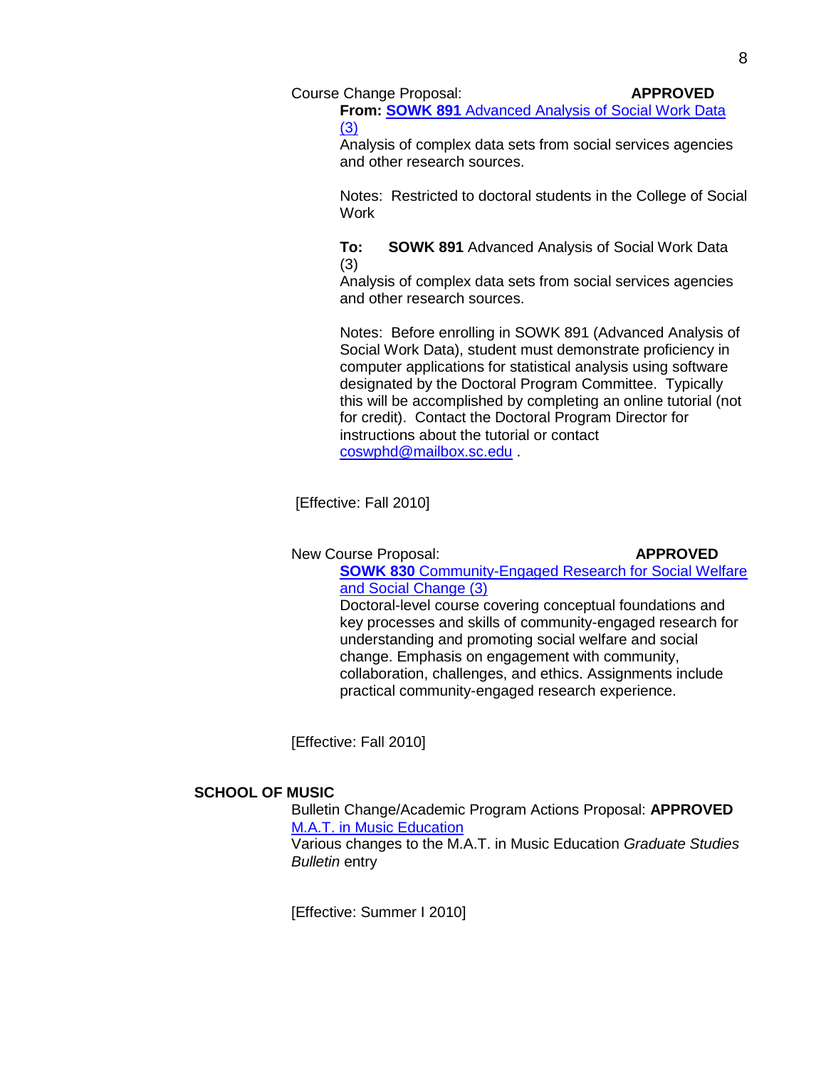Course Change Proposal: **APPROVED**

**From: SOWK 891** Advanced Analysis of Social Work Data (3)

Analysis of complex data sets from social services agencies and other research sources.

Notes: Restricted to doctoral students in the College of Social Work

**To: SOWK 891** Advanced Analysis of Social Work Data (3)

Analysis of complex data sets from social services agencies and other research sources.

Notes: Before enrolling in SOWK 891 (Advanced Analysis of Social Work Data), student must demonstrate proficiency in computer applications for statistical analysis using software designated by the Doctoral Program Committee. Typically this will be accomplished by completing an online tutorial (not for credit). Contact the Doctoral Program Director for instructions about the tutorial or contact coswphd@mailbox.sc.edu .

[Effective: Fall 2010]

New Course Proposal: **APPROVED**

**SOWK 830** Community-Engaged Research for Social Welfare and Social Change (3)

Doctoral-level course covering conceptual foundations and key processes and skills of community-engaged research for understanding and promoting social welfare and social change. Emphasis on engagement with community, collaboration, challenges, and ethics. Assignments include practical community-engaged research experience.

[Effective: Fall 2010]

**SCHOOL OF MUSIC**

Bulletin Change/Academic Program Actions Proposal: **APPROVED**

M.A.T. in Music Education

Various changes to the M.A.T. in Music Education *Graduate Studies Bulletin* entry

[Effective: Summer I 2010]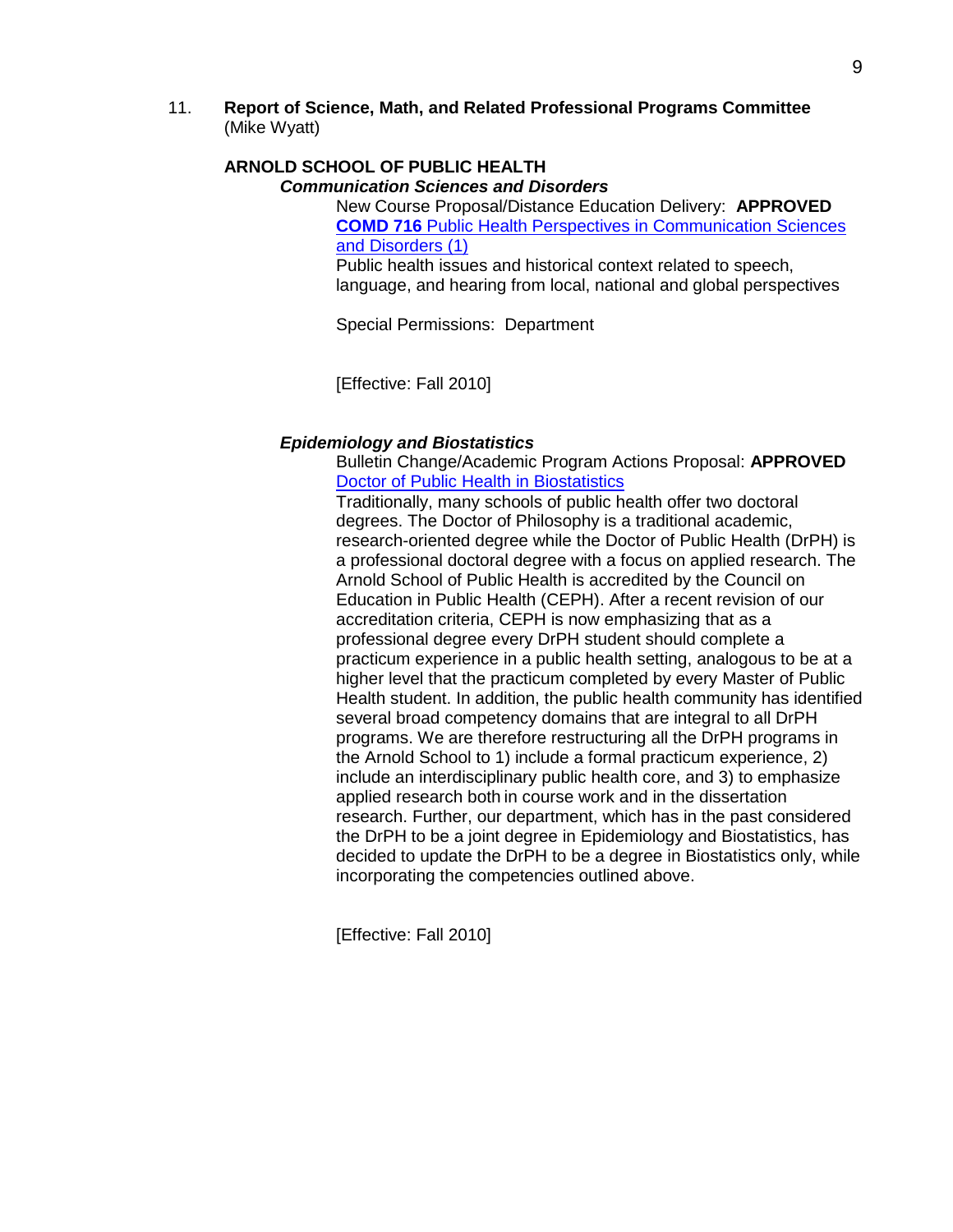11. **Report of Science, Math, and Related Professional Programs Committee** (Mike Wyatt)

**ARNOLD SCHOOL OF PUBLIC HEALTH**

***Communication Sciences and Disorders***

New Course Proposal/Distance Education Delivery: **APPROVED**

**COMD 716** Public Health Perspectives in Communication Sciences and Disorders (1)

Public health issues and historical context related to speech, language, and hearing from local, national and global perspectives

Special Permissions: Department

[Effective: Fall 2010]

***Epidemiology and Biostatistics***

Bulletin Change/Academic Program Actions Proposal: **APPROVED**

Doctor of Public Health in Biostatistics

Traditionally, many schools of public health offer two doctoral degrees. The Doctor of Philosophy is a traditional academic, research-oriented degree while the Doctor of Public Health (DrPH) is a professional doctoral degree with a focus on applied research. The Arnold School of Public Health is accredited by the Council on Education in Public Health (CEPH). After a recent revision of our accreditation criteria, CEPH is now emphasizing that as a professional degree every DrPH student should complete a practicum experience in a public health setting, analogous to be at a higher level that the practicum completed by every Master of Public Health student. In addition, the public health community has identified several broad competency domains that are integral to all DrPH programs. We are therefore restructuring all the DrPH programs in the Arnold School to 1) include a formal practicum experience, 2) include an interdisciplinary public health core, and 3) to emphasize applied research both in course work and in the dissertation research. Further, our department, which has in the past considered the DrPH to be a joint degree in Epidemiology and Biostatistics, has decided to update the DrPH to be a degree in Biostatistics only, while incorporating the competencies outlined above.

[Effective: Fall 2010]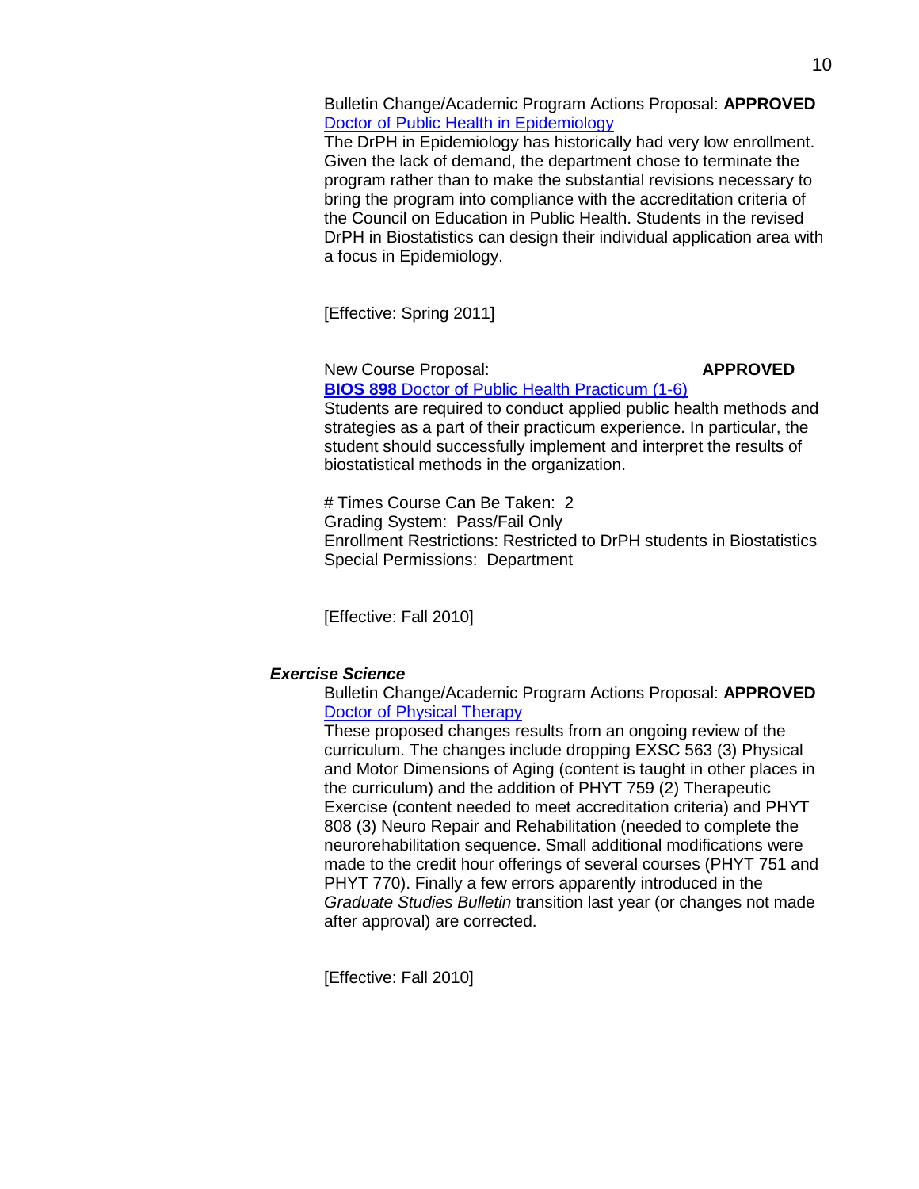Bulletin Change/Academic Program Actions Proposal: **APPROVED**
Doctor of Public Health in Epidemiology
The DrPH in Epidemiology has historically had very low enrollment. Given the lack of demand, the department chose to terminate the program rather than to make the substantial revisions necessary to bring the program into compliance with the accreditation criteria of the Council on Education in Public Health. Students in the revised DrPH in Biostatistics can design their individual application area with a focus in Epidemiology.

[Effective: Spring 2011]

New Course Proposal: **APPROVED**
**BIOS 898** Doctor of Public Health Practicum (1-6)
Students are required to conduct applied public health methods and strategies as a part of their practicum experience. In particular, the student should successfully implement and interpret the results of biostatistical methods in the organization.

# Times Course Can Be Taken: 2
Grading System: Pass/Fail Only
Enrollment Restrictions: Restricted to DrPH students in Biostatistics
Special Permissions: Department

[Effective: Fall 2010]

***Exercise Science***

Bulletin Change/Academic Program Actions Proposal: **APPROVED**
Doctor of Physical Therapy
These proposed changes results from an ongoing review of the curriculum. The changes include dropping EXSC 563 (3) Physical and Motor Dimensions of Aging (content is taught in other places in the curriculum) and the addition of PHYT 759 (2) Therapeutic Exercise (content needed to meet accreditation criteria) and PHYT 808 (3) Neuro Repair and Rehabilitation (needed to complete the neurorehabilitation sequence. Small additional modifications were made to the credit hour offerings of several courses (PHYT 751 and PHYT 770). Finally a few errors apparently introduced in the *Graduate Studies Bulletin* transition last year (or changes not made after approval) are corrected.

[Effective: Fall 2010]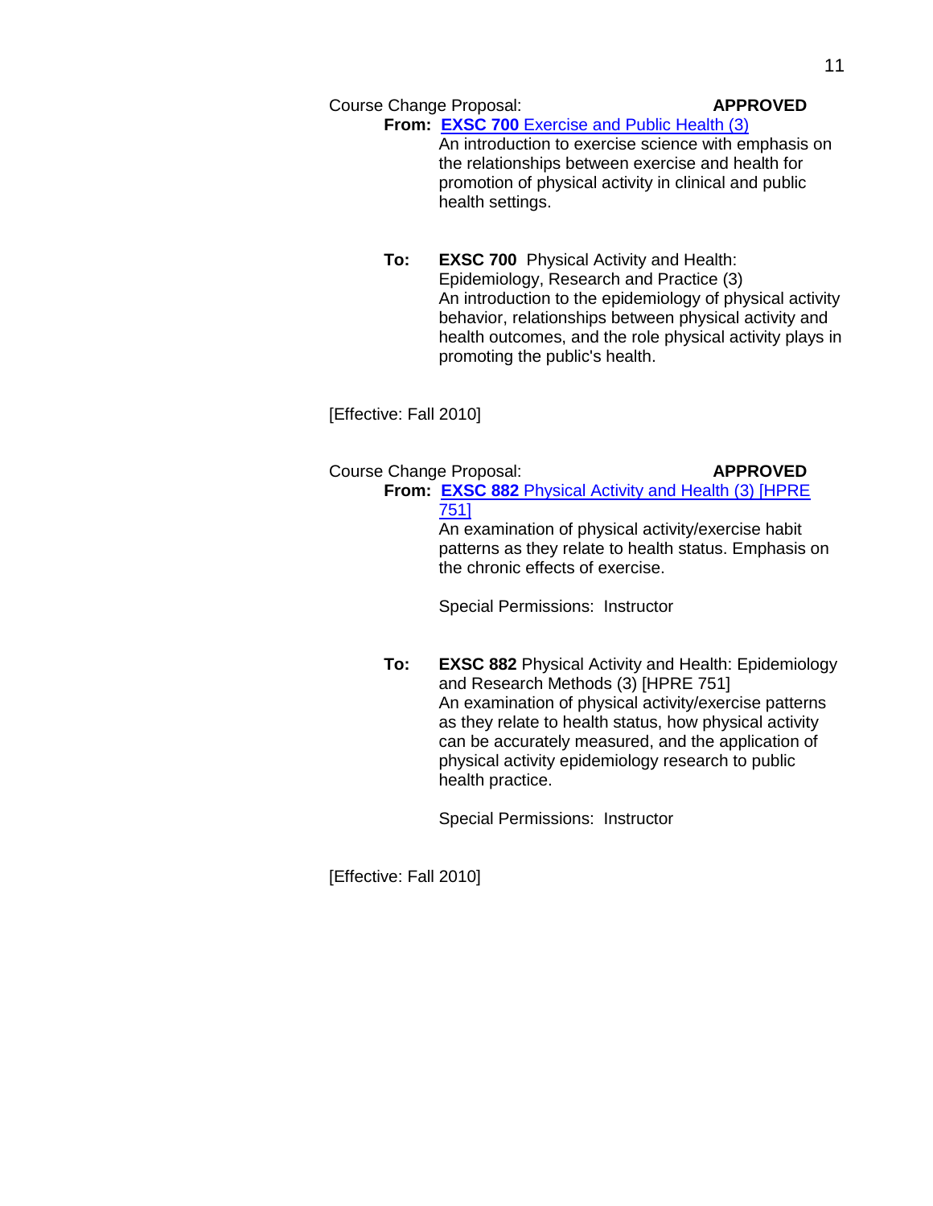Course Change Proposal: **APPROVED**

**From:** **EXSC 700** Exercise and Public Health (3)

An introduction to exercise science with emphasis on the relationships between exercise and health for promotion of physical activity in clinical and public health settings.

**To:** **EXSC 700** Physical Activity and Health: Epidemiology, Research and Practice (3)

An introduction to the epidemiology of physical activity behavior, relationships between physical activity and health outcomes, and the role physical activity plays in promoting the public's health.

[Effective: Fall 2010]

Course Change Proposal: **APPROVED**

**From:** **EXSC 882** Physical Activity and Health (3) [HPRE 751]

An examination of physical activity/exercise habit patterns as they relate to health status. Emphasis on the chronic effects of exercise.

Special Permissions: Instructor

**To:** **EXSC 882** Physical Activity and Health: Epidemiology and Research Methods (3) [HPRE 751]

An examination of physical activity/exercise patterns as they relate to health status, how physical activity can be accurately measured, and the application of physical activity epidemiology research to public health practice.

Special Permissions: Instructor

[Effective: Fall 2010]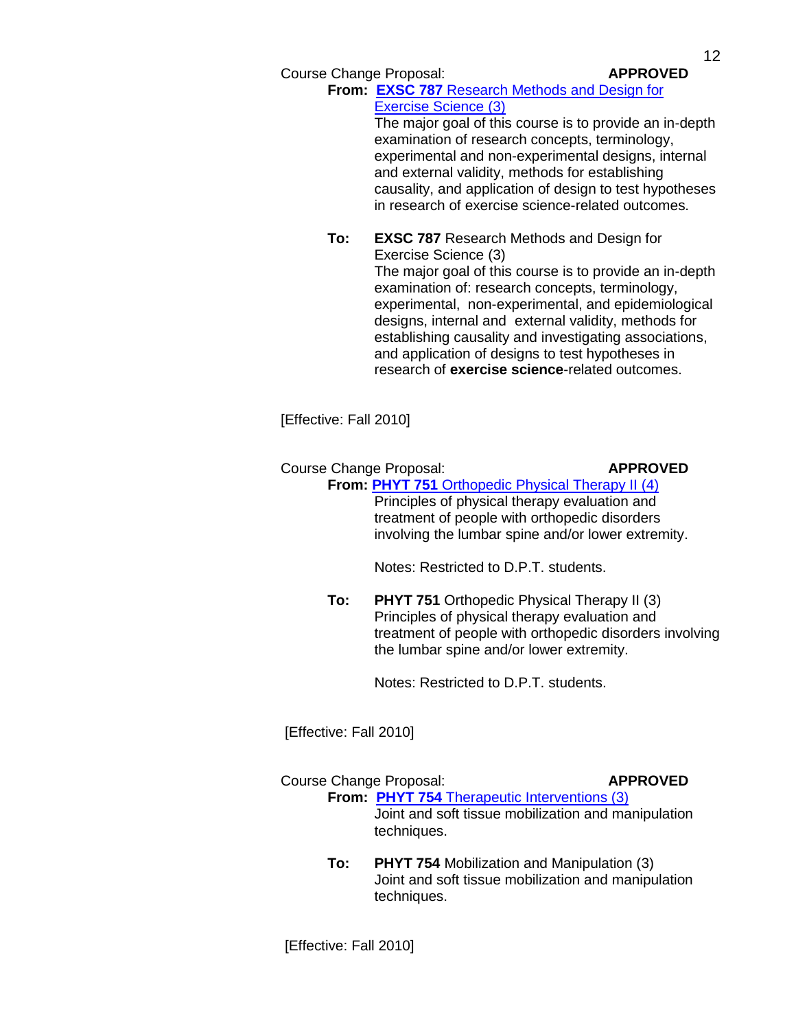Course Change Proposal: **APPROVED**

**From:** **EXSC 787** Research Methods and Design for Exercise Science (3)

The major goal of this course is to provide an in-depth examination of research concepts, terminology, experimental and non-experimental designs, internal and external validity, methods for establishing causality, and application of design to test hypotheses in research of exercise science-related outcomes.

**To:** **EXSC 787** Research Methods and Design for Exercise Science (3)

The major goal of this course is to provide an in-depth examination of: research concepts, terminology, experimental, non-experimental, and epidemiological designs, internal and external validity, methods for establishing causality and investigating associations, and application of designs to test hypotheses in research of **exercise science**-related outcomes.

[Effective: Fall 2010]

Course Change Proposal: **APPROVED**

**From:** **PHYT 751** Orthopedic Physical Therapy II (4)

Principles of physical therapy evaluation and treatment of people with orthopedic disorders involving the lumbar spine and/or lower extremity.

Notes: Restricted to D.P.T. students.

**To:** **PHYT 751** Orthopedic Physical Therapy II (3)

Principles of physical therapy evaluation and treatment of people with orthopedic disorders involving the lumbar spine and/or lower extremity.

Notes: Restricted to D.P.T. students.

[Effective: Fall 2010]

Course Change Proposal: **APPROVED**

**From:** **PHYT 754** Therapeutic Interventions (3)

Joint and soft tissue mobilization and manipulation techniques.

**To:** **PHYT 754** Mobilization and Manipulation (3)

Joint and soft tissue mobilization and manipulation techniques.

[Effective: Fall 2010]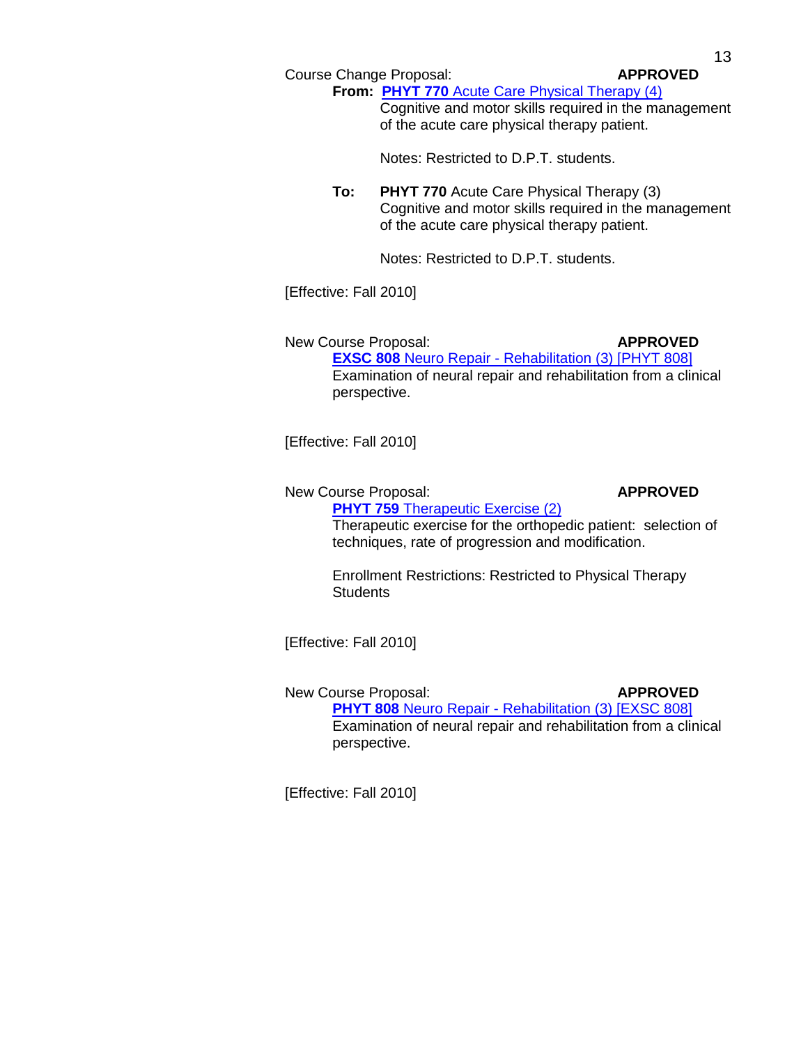Course Change Proposal: **APPROVED**

**From:** **PHYT 770** Acute Care Physical Therapy (4)
Cognitive and motor skills required in the management of the acute care physical therapy patient.

Notes: Restricted to D.P.T. students.

**To:** **PHYT 770** Acute Care Physical Therapy (3)
Cognitive and motor skills required in the management of the acute care physical therapy patient.

Notes: Restricted to D.P.T. students.

[Effective: Fall 2010]

New Course Proposal: **APPROVED**

**EXSC 808** Neuro Repair - Rehabilitation (3) [PHYT 808]
Examination of neural repair and rehabilitation from a clinical perspective.

[Effective: Fall 2010]

New Course Proposal: **APPROVED**

**PHYT 759** Therapeutic Exercise (2)
Therapeutic exercise for the orthopedic patient: selection of techniques, rate of progression and modification.

Enrollment Restrictions: Restricted to Physical Therapy Students

[Effective: Fall 2010]

New Course Proposal: **APPROVED**

**PHYT 808** Neuro Repair - Rehabilitation (3) [EXSC 808]
Examination of neural repair and rehabilitation from a clinical perspective.

[Effective: Fall 2010]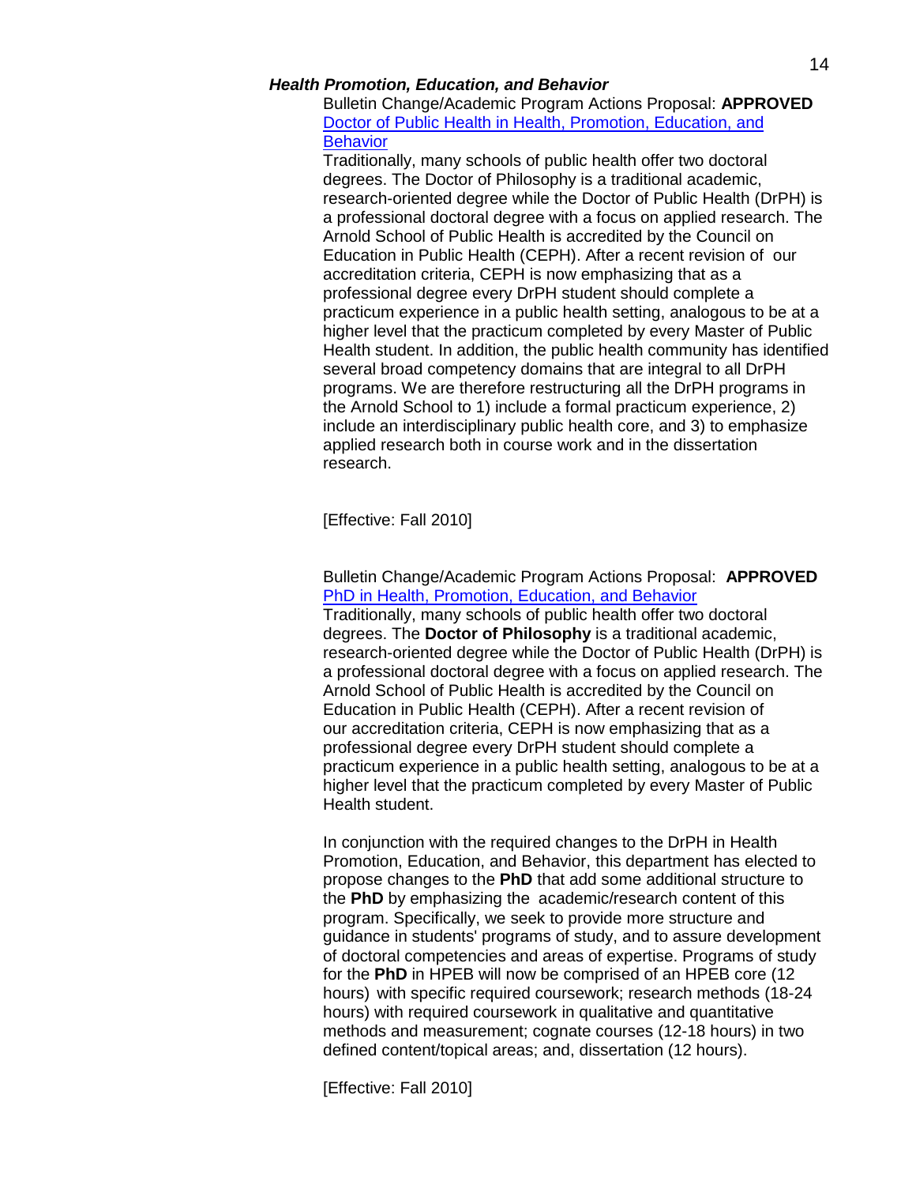***Health Promotion, Education, and Behavior***

Bulletin Change/Academic Program Actions Proposal: **APPROVED**

Doctor of Public Health in Health, Promotion, Education, and Behavior

Traditionally, many schools of public health offer two doctoral degrees. The Doctor of Philosophy is a traditional academic, research-oriented degree while the Doctor of Public Health (DrPH) is a professional doctoral degree with a focus on applied research. The Arnold School of Public Health is accredited by the Council on Education in Public Health (CEPH). After a recent revision of our accreditation criteria, CEPH is now emphasizing that as a professional degree every DrPH student should complete a practicum experience in a public health setting, analogous to be at a higher level that the practicum completed by every Master of Public Health student. In addition, the public health community has identified several broad competency domains that are integral to all DrPH programs. We are therefore restructuring all the DrPH programs in the Arnold School to 1) include a formal practicum experience, 2) include an interdisciplinary public health core, and 3) to emphasize applied research both in course work and in the dissertation research.

[Effective: Fall 2010]

Bulletin Change/Academic Program Actions Proposal: **APPROVED**

PhD in Health, Promotion, Education, and Behavior

Traditionally, many schools of public health offer two doctoral degrees. The **Doctor of Philosophy** is a traditional academic, research-oriented degree while the Doctor of Public Health (DrPH) is a professional doctoral degree with a focus on applied research. The Arnold School of Public Health is accredited by the Council on Education in Public Health (CEPH). After a recent revision of our accreditation criteria, CEPH is now emphasizing that as a professional degree every DrPH student should complete a practicum experience in a public health setting, analogous to be at a higher level that the practicum completed by every Master of Public Health student.

In conjunction with the required changes to the DrPH in Health Promotion, Education, and Behavior, this department has elected to propose changes to the **PhD** that add some additional structure to the **PhD** by emphasizing the academic/research content of this program. Specifically, we seek to provide more structure and guidance in students' programs of study, and to assure development of doctoral competencies and areas of expertise. Programs of study for the **PhD** in HPEB will now be comprised of an HPEB core (12 hours) with specific required coursework; research methods (18-24 hours) with required coursework in qualitative and quantitative methods and measurement; cognate courses (12-18 hours) in two defined content/topical areas; and, dissertation (12 hours).

[Effective: Fall 2010]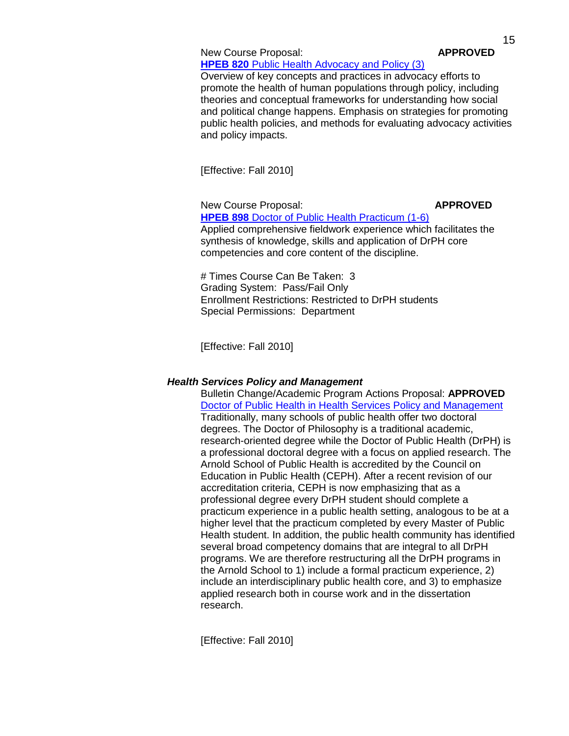New Course Proposal: **APPROVED**

**HPEB 820** Public Health Advocacy and Policy (3)

Overview of key concepts and practices in advocacy efforts to promote the health of human populations through policy, including theories and conceptual frameworks for understanding how social and political change happens. Emphasis on strategies for promoting public health policies, and methods for evaluating advocacy activities and policy impacts.

[Effective: Fall 2010]

New Course Proposal: **APPROVED**

**HPEB 898** Doctor of Public Health Practicum (1-6)

Applied comprehensive fieldwork experience which facilitates the synthesis of knowledge, skills and application of DrPH core competencies and core content of the discipline.

# Times Course Can Be Taken: 3
Grading System: Pass/Fail Only
Enrollment Restrictions: Restricted to DrPH students
Special Permissions: Department

[Effective: Fall 2010]

***Health Services Policy and Management***

Bulletin Change/Academic Program Actions Proposal: **APPROVED**

Doctor of Public Health in Health Services Policy and Management

Traditionally, many schools of public health offer two doctoral degrees. The Doctor of Philosophy is a traditional academic, research-oriented degree while the Doctor of Public Health (DrPH) is a professional doctoral degree with a focus on applied research. The Arnold School of Public Health is accredited by the Council on Education in Public Health (CEPH). After a recent revision of our accreditation criteria, CEPH is now emphasizing that as a professional degree every DrPH student should complete a practicum experience in a public health setting, analogous to be at a higher level that the practicum completed by every Master of Public Health student. In addition, the public health community has identified several broad competency domains that are integral to all DrPH programs. We are therefore restructuring all the DrPH programs in the Arnold School to 1) include a formal practicum experience, 2) include an interdisciplinary public health core, and 3) to emphasize applied research both in course work and in the dissertation research.

[Effective: Fall 2010]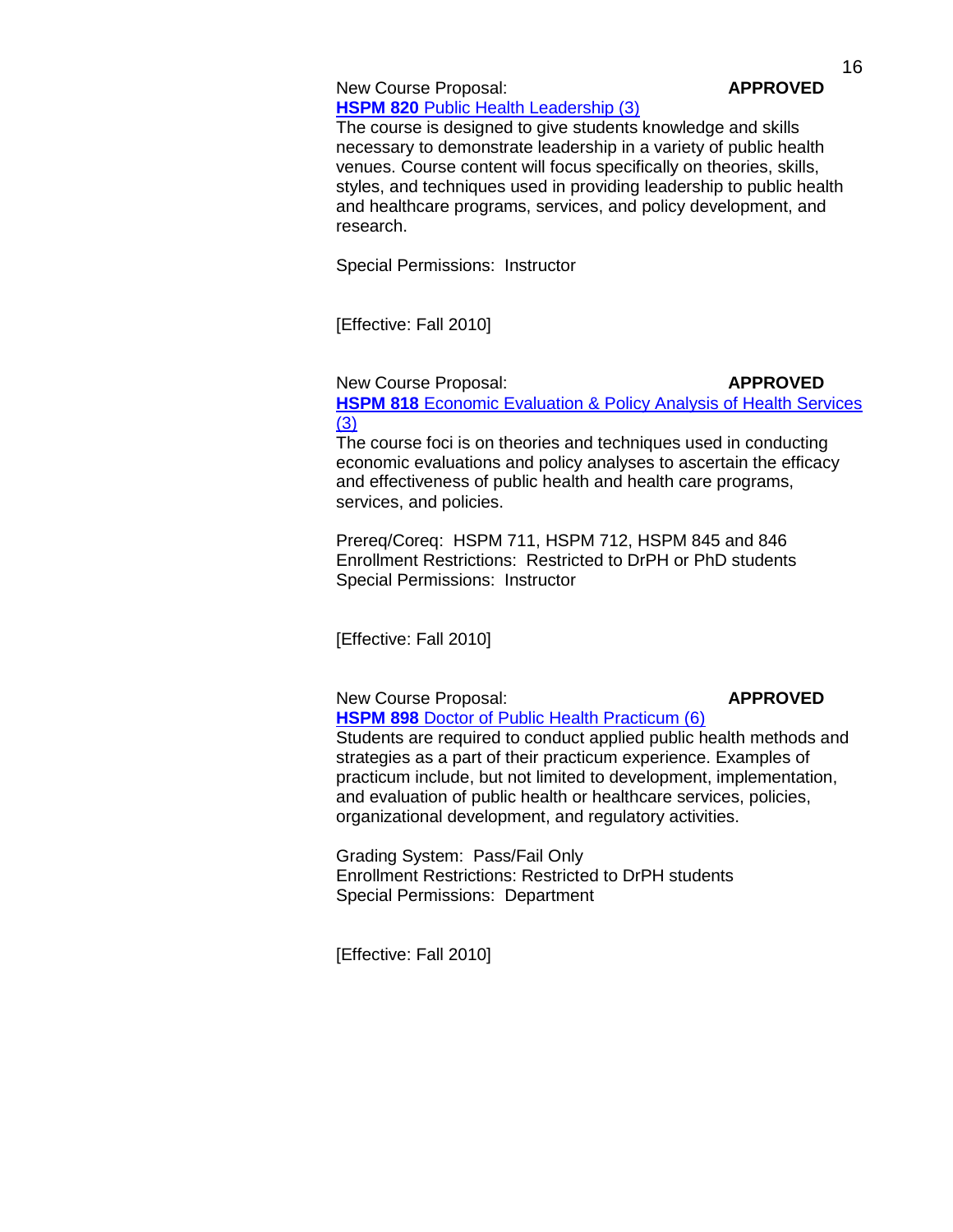New Course Proposal: **APPROVED**

**HSPM 820** Public Health Leadership (3)

The course is designed to give students knowledge and skills necessary to demonstrate leadership in a variety of public health venues. Course content will focus specifically on theories, skills, styles, and techniques used in providing leadership to public health and healthcare programs, services, and policy development, and research.

Special Permissions: Instructor

[Effective: Fall 2010]

New Course Proposal: **APPROVED**

**HSPM 818** Economic Evaluation & Policy Analysis of Health Services (3)

The course foci is on theories and techniques used in conducting economic evaluations and policy analyses to ascertain the efficacy and effectiveness of public health and health care programs, services, and policies.

Prereq/Coreq: HSPM 711, HSPM 712, HSPM 845 and 846
Enrollment Restrictions: Restricted to DrPH or PhD students
Special Permissions: Instructor

[Effective: Fall 2010]

New Course Proposal: **APPROVED**

**HSPM 898** Doctor of Public Health Practicum (6)

Students are required to conduct applied public health methods and strategies as a part of their practicum experience. Examples of practicum include, but not limited to development, implementation, and evaluation of public health or healthcare services, policies, organizational development, and regulatory activities.

Grading System: Pass/Fail Only
Enrollment Restrictions: Restricted to DrPH students
Special Permissions: Department

[Effective: Fall 2010]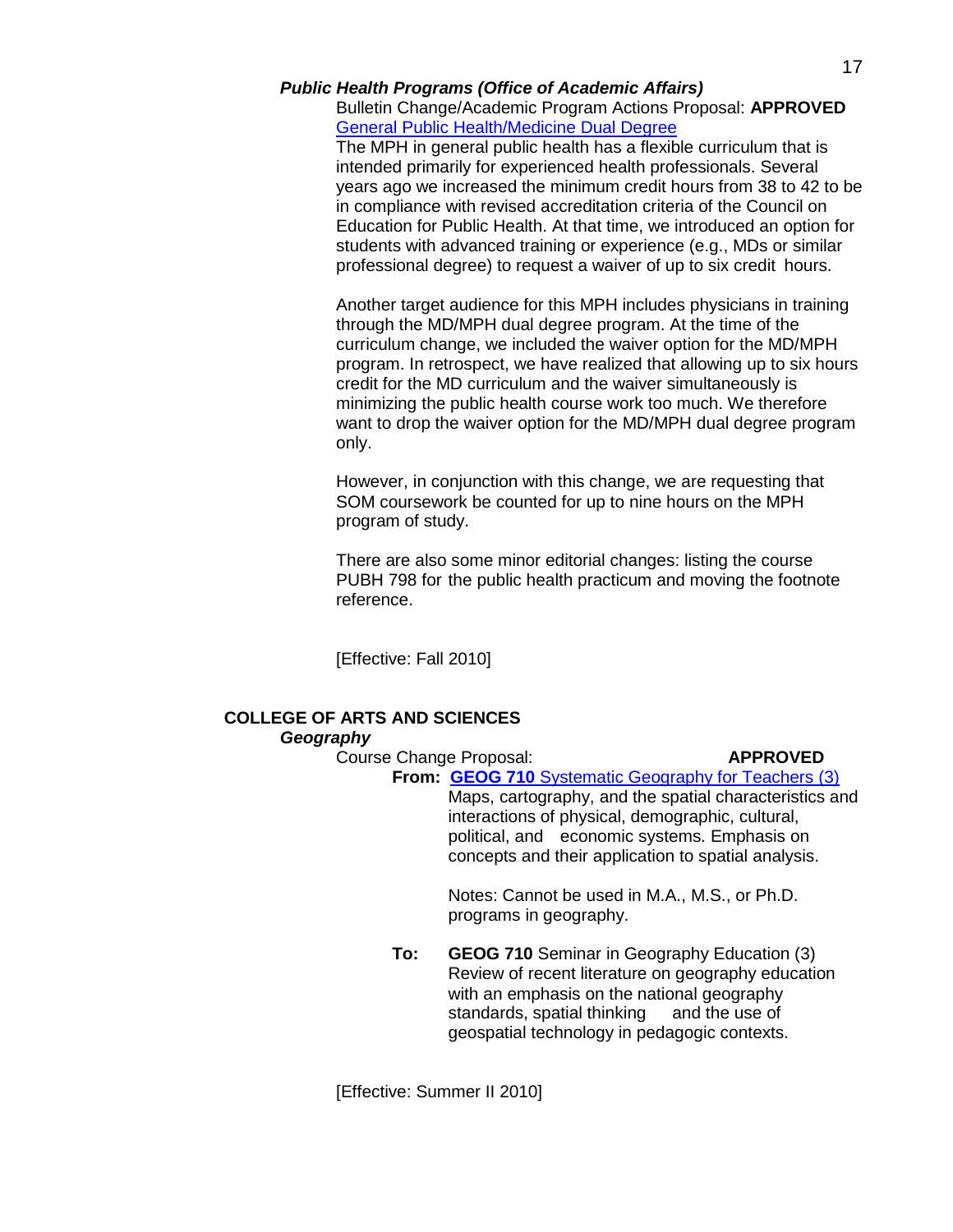***Public Health Programs (Office of Academic Affairs)***

Bulletin Change/Academic Program Actions Proposal: **APPROVED**

General Public Health/Medicine Dual Degree

The MPH in general public health has a flexible curriculum that is intended primarily for experienced health professionals. Several years ago we increased the minimum credit hours from 38 to 42 to be in compliance with revised accreditation criteria of the Council on Education for Public Health. At that time, we introduced an option for students with advanced training or experience (e.g., MDs or similar professional degree) to request a waiver of up to six credit hours.

Another target audience for this MPH includes physicians in training through the MD/MPH dual degree program. At the time of the curriculum change, we included the waiver option for the MD/MPH program. In retrospect, we have realized that allowing up to six hours credit for the MD curriculum and the waiver simultaneously is minimizing the public health course work too much. We therefore want to drop the waiver option for the MD/MPH dual degree program only.

However, in conjunction with this change, we are requesting that SOM coursework be counted for up to nine hours on the MPH program of study.

There are also some minor editorial changes: listing the course PUBH 798 for the public health practicum and moving the footnote reference.

[Effective: Fall 2010]

## COLLEGE OF ARTS AND SCIENCES

***Geography***

Course Change Proposal: **APPROVED**

**From:** **GEOG 710** Systematic Geography for Teachers (3)

Maps, cartography, and the spatial characteristics and interactions of physical, demographic, cultural, political, and economic systems. Emphasis on concepts and their application to spatial analysis.

Notes: Cannot be used in M.A., M.S., or Ph.D. programs in geography.

**To:** **GEOG 710** Seminar in Geography Education (3)

Review of recent literature on geography education with an emphasis on the national geography standards, spatial thinking and the use of geospatial technology in pedagogic contexts.

[Effective: Summer II 2010]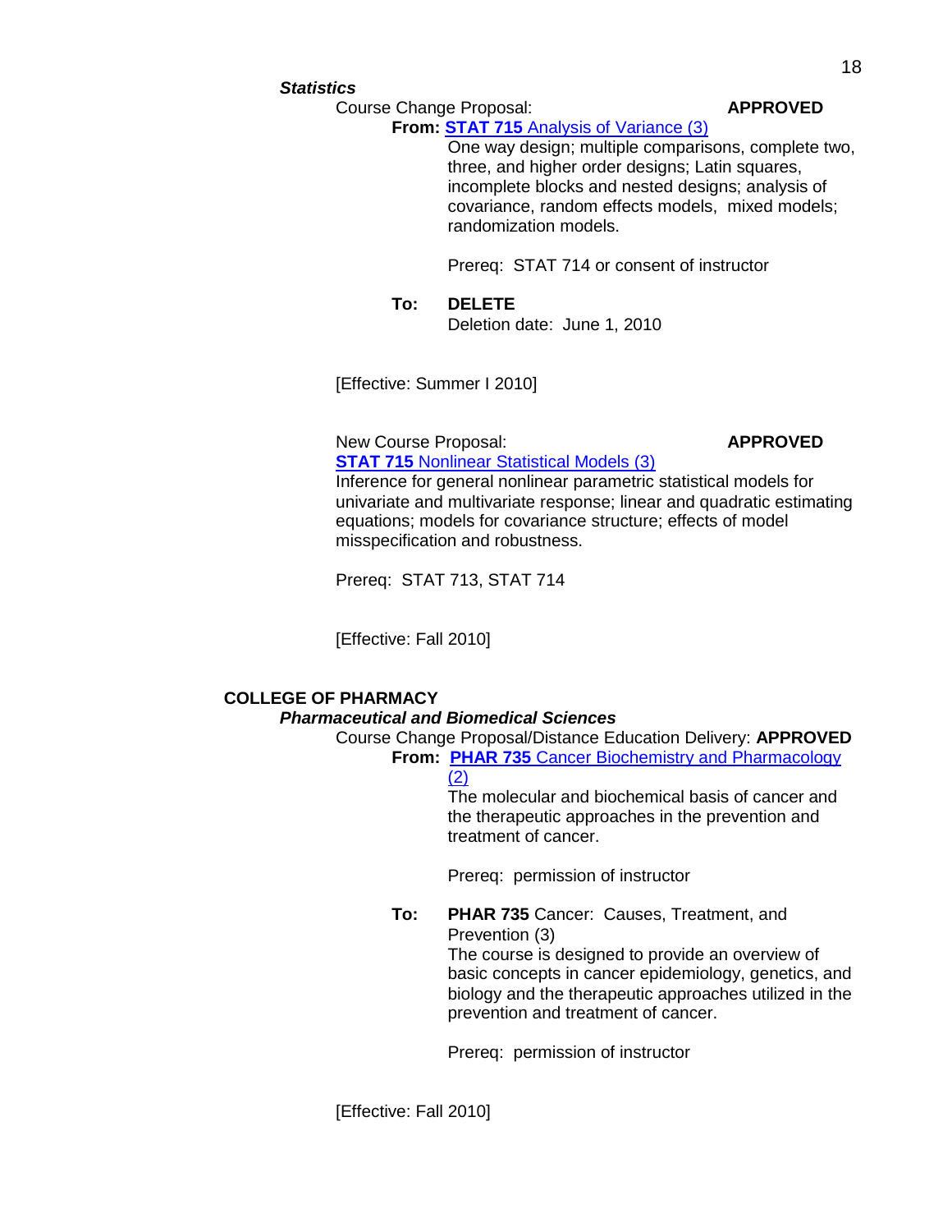***Statistics***

Course Change Proposal: **APPROVED**

**From:** **STAT 715** Analysis of Variance (3)

One way design; multiple comparisons, complete two, three, and higher order designs; Latin squares, incomplete blocks and nested designs; analysis of covariance, random effects models, mixed models; randomization models.

Prereq: STAT 714 or consent of instructor

**To:** **DELETE**

Deletion date: June 1, 2010

[Effective: Summer I 2010]

New Course Proposal: **APPROVED**

**STAT 715** Nonlinear Statistical Models (3)

Inference for general nonlinear parametric statistical models for univariate and multivariate response; linear and quadratic estimating equations; models for covariance structure; effects of model misspecification and robustness.

Prereq: STAT 713, STAT 714

[Effective: Fall 2010]

**COLLEGE OF PHARMACY**

***Pharmaceutical and Biomedical Sciences***

Course Change Proposal/Distance Education Delivery: **APPROVED**

**From:** **PHAR 735** Cancer Biochemistry and Pharmacology (2)

The molecular and biochemical basis of cancer and the therapeutic approaches in the prevention and treatment of cancer.

Prereq: permission of instructor

**To:** **PHAR 735** Cancer: Causes, Treatment, and Prevention (3)

The course is designed to provide an overview of basic concepts in cancer epidemiology, genetics, and biology and the therapeutic approaches utilized in the prevention and treatment of cancer.

Prereq: permission of instructor

[Effective: Fall 2010]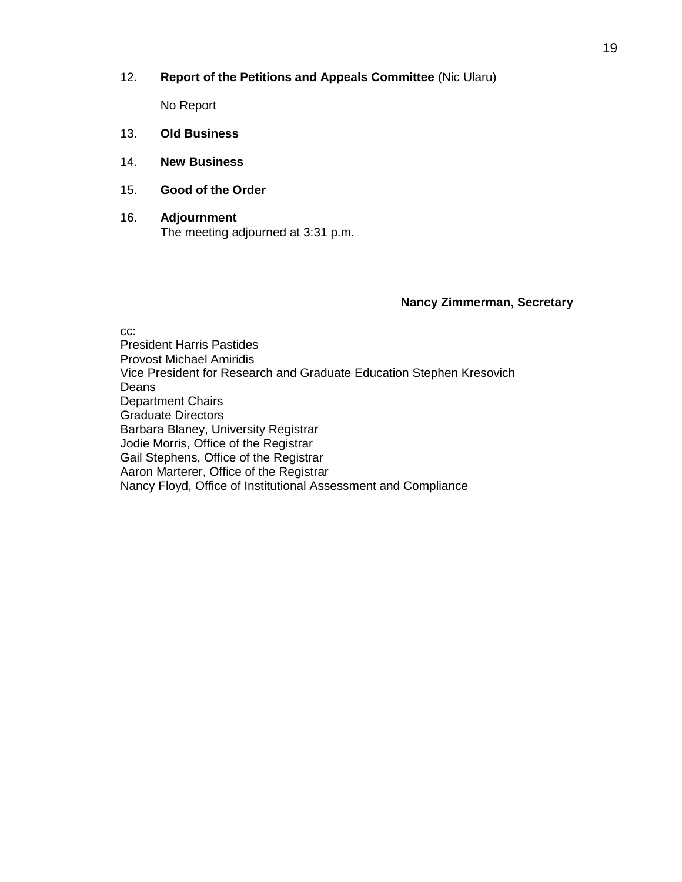12. **Report of the Petitions and Appeals Committee** (Nic Ularu)

    No Report

13. **Old Business**

14. **New Business**

15. **Good of the Order**

16. **Adjournment**
    The meeting adjourned at 3:31 p.m.

**Nancy Zimmerman, Secretary**

cc:
President Harris Pastides
Provost Michael Amiridis
Vice President for Research and Graduate Education Stephen Kresovich
Deans
Department Chairs
Graduate Directors
Barbara Blaney, University Registrar
Jodie Morris, Office of the Registrar
Gail Stephens, Office of the Registrar
Aaron Marterer, Office of the Registrar
Nancy Floyd, Office of Institutional Assessment and Compliance